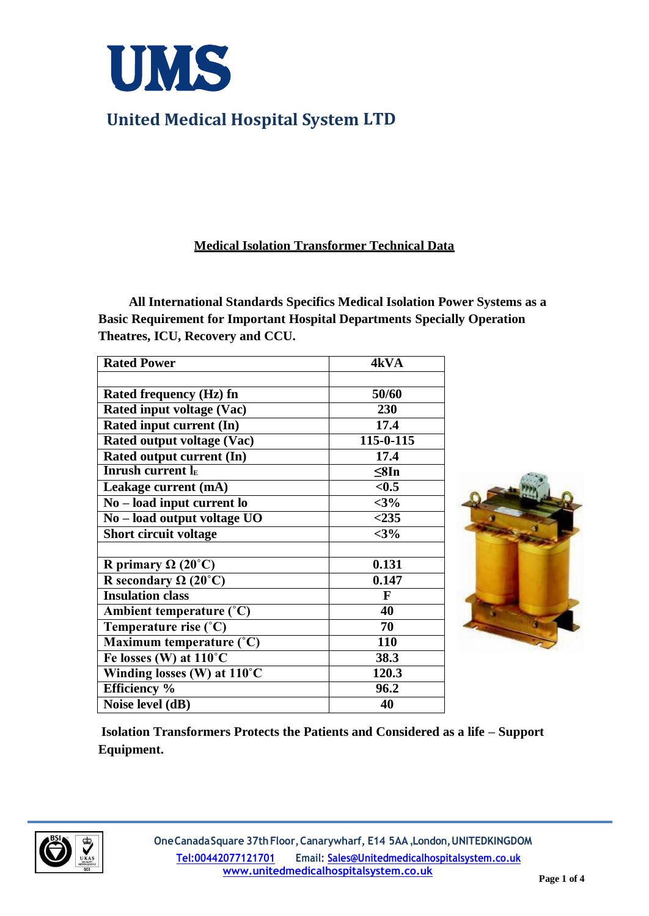# UMS

## United Medical Hospital System LTD

### Medical Isolation Transformer Technical Data

**All International Standards Specifics Medical Isolation Power Systems as a Basic Requirement for Important Hospital Departments Specially Operation Theatres, ICU, Recovery and CCU.**

| Rated Power | 4kVA |
|---|---|
| | |
| Rated frequency (Hz) fn | 50/60 |
| Rated input voltage (Vac) | 230 |
| Rated input current (In) | 17.4 |
| Rated output voltage (Vac) | 115-0-115 |
| Rated output current (In) | 17.4 |
| Inrush current $I_E$ | ≤8In |
| Leakage current (mA) | <0.5 |
| No – load input current lo | <3% |
| No – load output voltage UO | <235 |
| Short circuit voltage | <3% |
| | |
| R primary Ω (20˚C) | 0.131 |
| R secondary Ω (20˚C) | 0.147 |
| Insulation class | F |
| Ambient temperature (˚C) | 40 |
| Temperature rise (˚C) | 70 |
| Maximum temperature (˚C) | 110 |
| Fe losses (W) at 110˚C | 38.3 |
| Winding losses (W) at 110˚C | 120.3 |
| Efficiency % | 96.2 |
| Noise level (dB) | 40 |

**Isolation Transformers Protects the Patients and Considered as a life – Support Equipment.**

One Canada Square 37th Floor, Canarywharf, E14 5AA ,London, UNITEDKINGDOM
Tel:00442077121701 Email: Sales@Unitedmedicalhospitalsystem.co.uk
www.unitedmedicalhospitalsystem.co.uk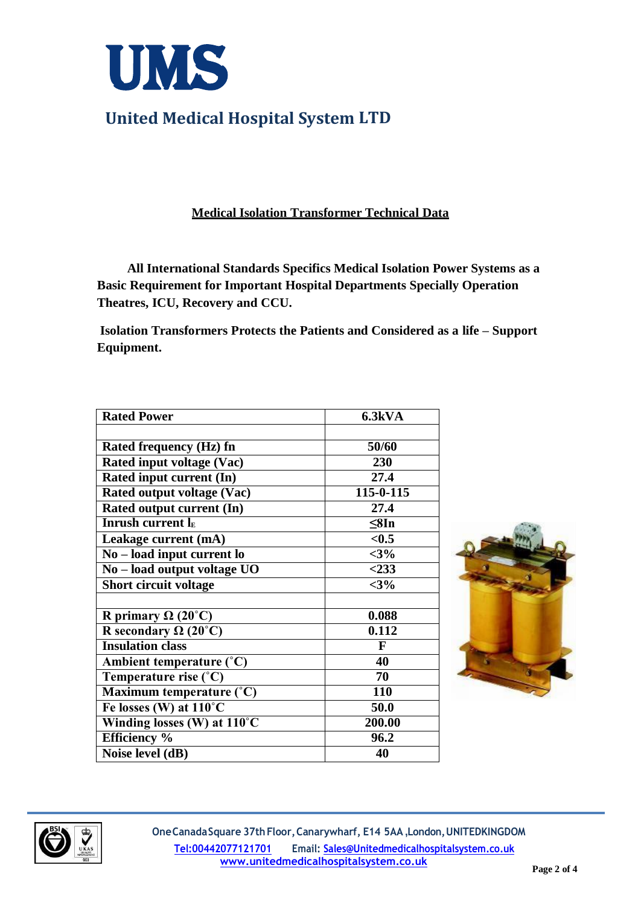# UMS

## United Medical Hospital System LTD

**<u>Medical Isolation Transformer Technical Data</u>**

**All International Standards Specifics Medical Isolation Power Systems as a Basic Requirement for Important Hospital Departments Specially Operation Theatres, ICU, Recovery and CCU.**

**Isolation Transformers Protects the Patients and Considered as a life – Support Equipment.**

| Rated Power | 6.3kVA |
|---|---|
| | |
| Rated frequency (Hz) fn | 50/60 |
| Rated input voltage (Vac) | 230 |
| Rated input current (In) | 27.4 |
| Rated output voltage (Vac) | 115-0-115 |
| Rated output current (In) | 27.4 |
| Inrush current $I_E$ | ≤8In |
| Leakage current (mA) | <0.5 |
| No – load input current Io | <3% |
| No – load output voltage UO | <233 |
| Short circuit voltage | <3% |
| | |
| R primary Ω (20˚C) | 0.088 |
| R secondary Ω (20˚C) | 0.112 |
| Insulation class | F |
| Ambient temperature (˚C) | 40 |
| Temperature rise (˚C) | 70 |
| Maximum temperature (˚C) | 110 |
| Fe losses (W) at 110˚C | 50.0 |
| Winding losses (W) at 110˚C | 200.00 |
| Efficiency % | 96.2 |
| Noise level (dB) | 40 |

One Canada Square 37th Floor, Canarywharf, E14 5AA ,London, UNITEDKINGDOM
Tel:00442077121701 Email: Sales@Unitedmedicalhospitalsystem.co.uk
www.unitedmedicalhospitalsystem.co.uk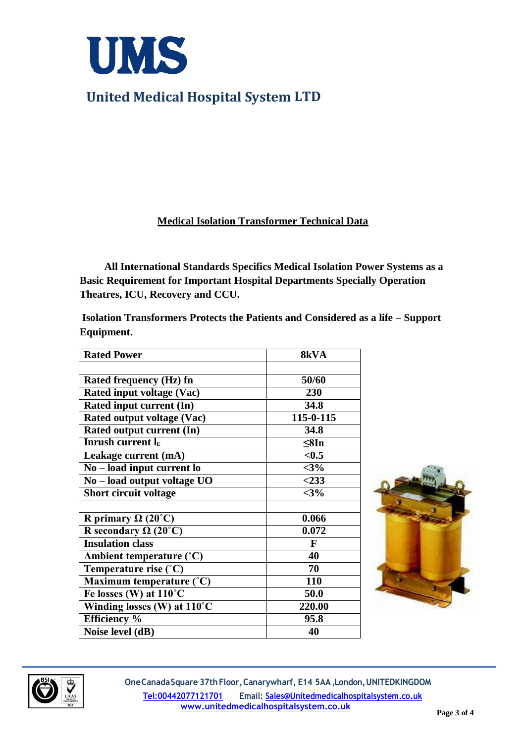# UMS

## United Medical Hospital System LTD

### Medical Isolation Transformer Technical Data

**All International Standards Specifics Medical Isolation Power Systems as a Basic Requirement for Important Hospital Departments Specially Operation Theatres, ICU, Recovery and CCU.**

**Isolation Transformers Protects the Patients and Considered as a life – Support Equipment.**

| **Rated Power** | **8kVA** |
|---|---|
| | |
| **Rated frequency (Hz) fn** | **50/60** |
| **Rated input voltage (Vac)** | **230** |
| **Rated input current (In)** | **34.8** |
| **Rated output voltage (Vac)** | **115-0-115** |
| **Rated output current (In)** | **34.8** |
| **Inrush current $I_E$** | **≤8In** |
| **Leakage current (mA)** | **<0.5** |
| **No – load input current Io** | **<3%** |
| **No – load output voltage UO** | **<233** |
| **Short circuit voltage** | **<3%** |
| | |
| **R primary Ω (20˚C)** | **0.066** |
| **R secondary Ω (20˚C)** | **0.072** |
| **Insulation class** | **F** |
| **Ambient temperature (˚C)** | **40** |
| **Temperature rise (˚C)** | **70** |
| **Maximum temperature (˚C)** | **110** |
| **Fe losses (W) at 110˚C** | **50.0** |
| **Winding losses (W) at 110˚C** | **220.00** |
| **Efficiency %** | **95.8** |
| **Noise level (dB)** | **40** |

One Canada Square 37th Floor, Canarywharf, E14 5AA, London, UNITEDKINGDOM
Tel:00442077121701 Email: Sales@Unitedmedicalhospitalsystem.co.uk
www.unitedmedicalhospitalsystem.co.uk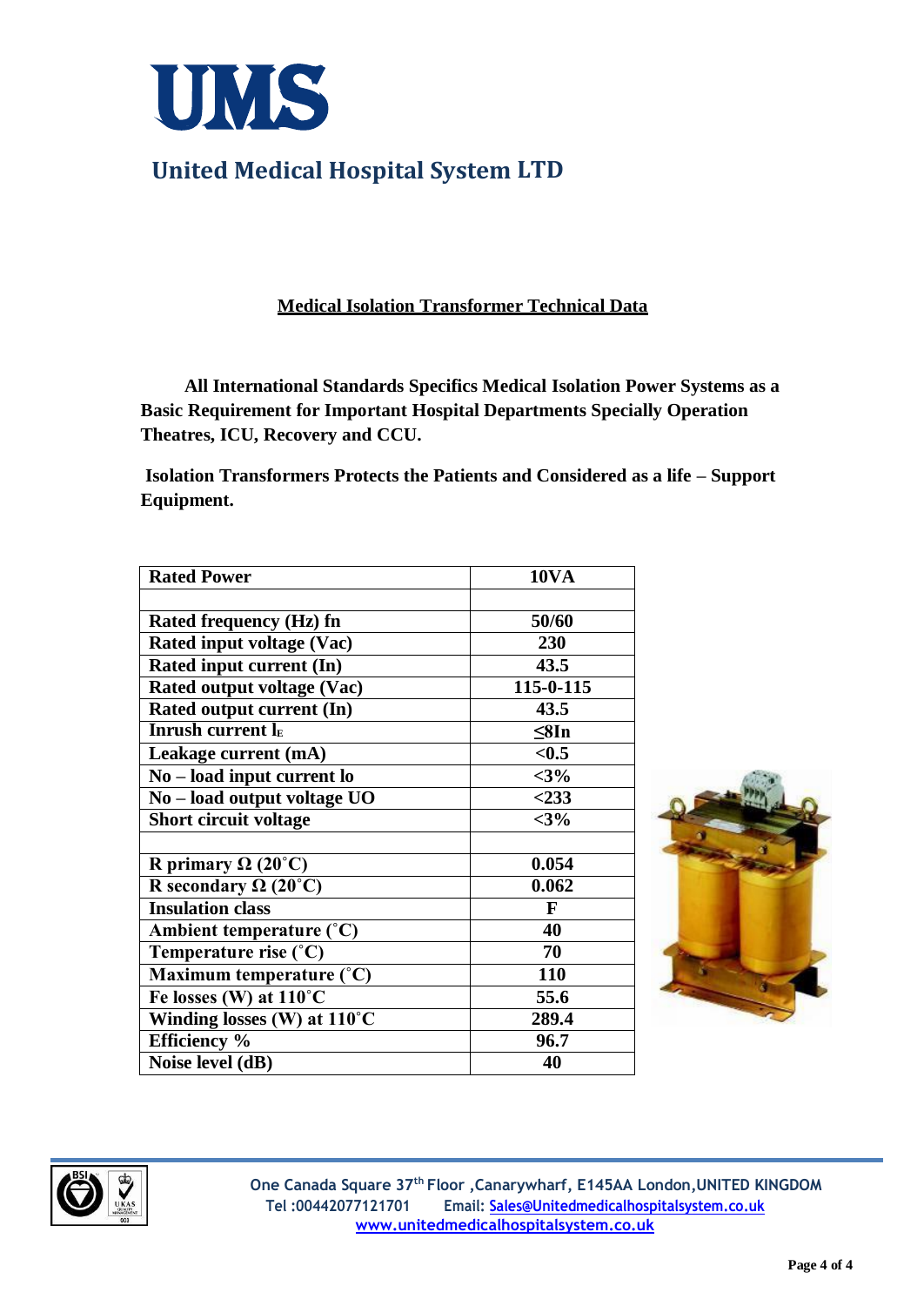# UMS

## United Medical Hospital System LTD

**Medical Isolation Transformer Technical Data**

**All International Standards Specifics Medical Isolation Power Systems as a Basic Requirement for Important Hospital Departments Specially Operation Theatres, ICU, Recovery and CCU.**

**Isolation Transformers Protects the Patients and Considered as a life – Support Equipment.**

| | |
|---|---|
| **Rated Power** | **10VA** |
| | |
| **Rated frequency (Hz) fn** | **50/60** |
| **Rated input voltage (Vac)** | **230** |
| **Rated input current (In)** | **43.5** |
| **Rated output voltage (Vac)** | **115-0-115** |
| **Rated output current (In)** | **43.5** |
| **Inrush current $I_E$** | **≤8In** |
| **Leakage current (mA)** | **<0.5** |
| **No – load input current lo** | **<3%** |
| **No – load output voltage UO** | **<233** |
| **Short circuit voltage** | **<3%** |
| | |
| **R primary Ω (20˚C)** | **0.054** |
| **R secondary Ω (20˚C)** | **0.062** |
| **Insulation class** | **F** |
| **Ambient temperature (˚C)** | **40** |
| **Temperature rise (˚C)** | **70** |
| **Maximum temperature (˚C)** | **110** |
| **Fe losses (W) at 110˚C** | **55.6** |
| **Winding losses (W) at 110˚C** | **289.4** |
| **Efficiency %** | **96.7** |
| **Noise level (dB)** | **40** |

One Canada Square 37th Floor ,Canarywharf, E145AA London,UNITED KINGDOM
Tel :00442077121701 Email: Sales@Unitedmedicalhospitalsystem.co.uk
www.unitedmedicalhospitalsystem.co.uk